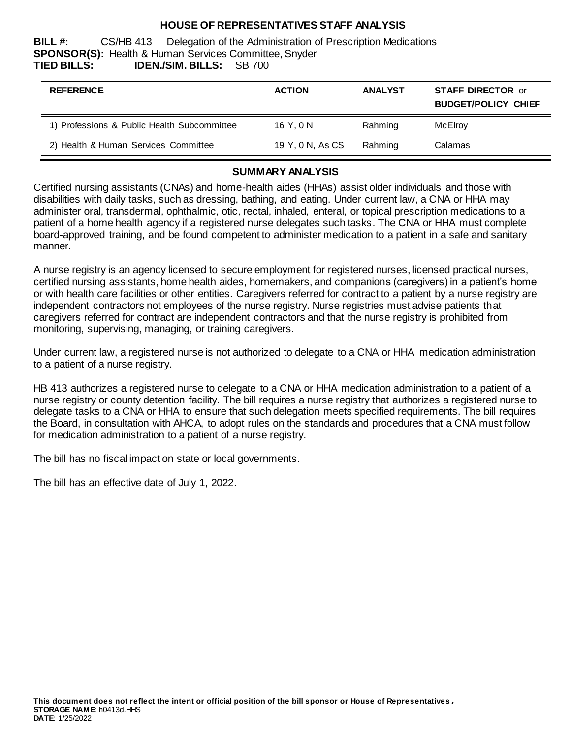# HOUSE OF REPRESENTATIVES STAFF ANALYSIS

**BILL #:** CS/HB 413 Delegation of the Administration of Prescription Medications
**SPONSOR(S):** Health & Human Services Committee, Snyder
**TIED BILLS:** **IDEN./SIM. BILLS:** SB 700

| REFERENCE | ACTION | ANALYST | STAFF DIRECTOR or BUDGET/POLICY CHIEF |
|---|---|---|---|
| 1) Professions & Public Health Subcommittee | 16 Y, 0 N | Rahming | McElroy |
| 2) Health & Human Services Committee | 19 Y, 0 N, As CS | Rahming | Calamas |

## SUMMARY ANALYSIS

Certified nursing assistants (CNAs) and home-health aides (HHAs) assist older individuals and those with disabilities with daily tasks, such as dressing, bathing, and eating. Under current law, a CNA or HHA may administer oral, transdermal, ophthalmic, otic, rectal, inhaled, enteral, or topical prescription medications to a patient of a home health agency if a registered nurse delegates such tasks. The CNA or HHA must complete board-approved training, and be found competent to administer medication to a patient in a safe and sanitary manner.

A nurse registry is an agency licensed to secure employment for registered nurses, licensed practical nurses, certified nursing assistants, home health aides, homemakers, and companions (caregivers) in a patient's home or with health care facilities or other entities. Caregivers referred for contract to a patient by a nurse registry are independent contractors not employees of the nurse registry. Nurse registries must advise patients that caregivers referred for contract are independent contractors and that the nurse registry is prohibited from monitoring, supervising, managing, or training caregivers.

Under current law, a registered nurse is not authorized to delegate to a CNA or HHA medication administration to a patient of a nurse registry.

HB 413 authorizes a registered nurse to delegate to a CNA or HHA medication administration to a patient of a nurse registry or county detention facility. The bill requires a nurse registry that authorizes a registered nurse to delegate tasks to a CNA or HHA to ensure that such delegation meets specified requirements. The bill requires the Board, in consultation with AHCA, to adopt rules on the standards and procedures that a CNA must follow for medication administration to a patient of a nurse registry.

The bill has no fiscal impact on state or local governments.

The bill has an effective date of July 1, 2022.

**This document does not reflect the intent or official position of the bill sponsor or House of Representatives.**
**STORAGE NAME**: h0413d.HHS
**DATE**: 1/25/2022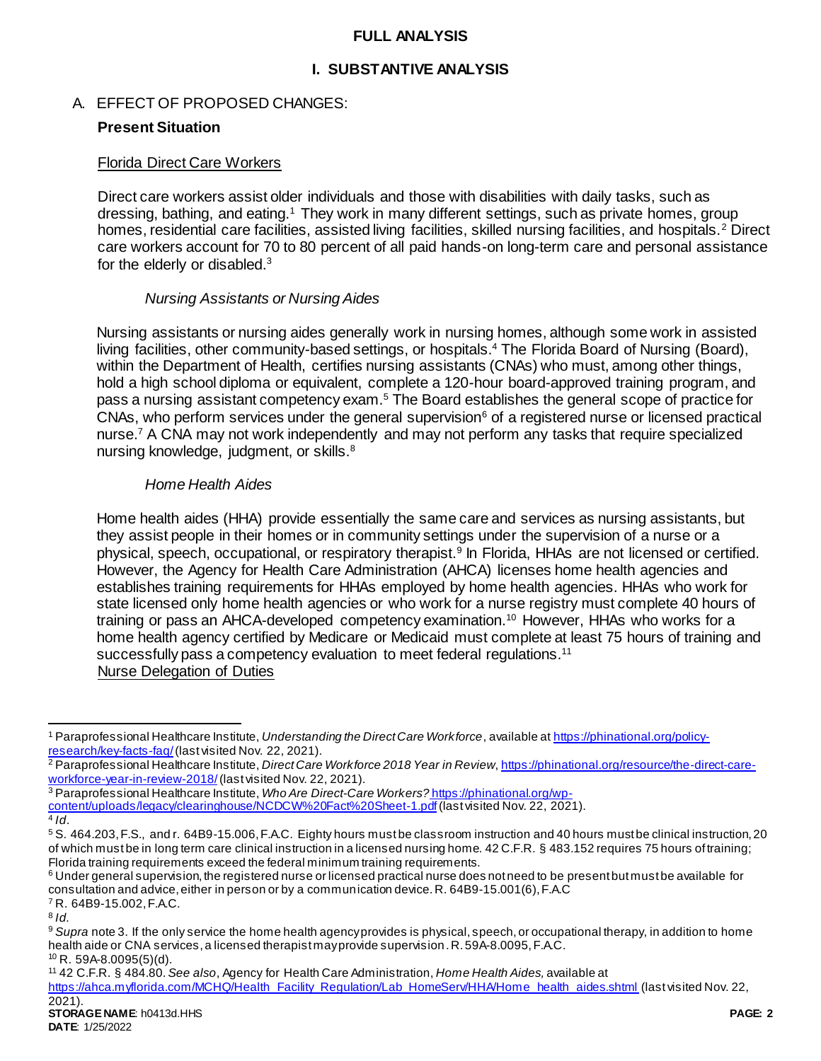# FULL ANALYSIS

## I. SUBSTANTIVE ANALYSIS

### A. EFFECT OF PROPOSED CHANGES:

**Present Situation**

Florida Direct Care Workers

Direct care workers assist older individuals and those with disabilities with daily tasks, such as dressing, bathing, and eating.[1] They work in many different settings, such as private homes, group homes, residential care facilities, assisted living facilities, skilled nursing facilities, and hospitals.[2] Direct care workers account for 70 to 80 percent of all paid hands-on long-term care and personal assistance for the elderly or disabled.[3]

*Nursing Assistants or Nursing Aides*

Nursing assistants or nursing aides generally work in nursing homes, although some work in assisted living facilities, other community-based settings, or hospitals.[4] The Florida Board of Nursing (Board), within the Department of Health, certifies nursing assistants (CNAs) who must, among other things, hold a high school diploma or equivalent, complete a 120-hour board-approved training program, and pass a nursing assistant competency exam.[5] The Board establishes the general scope of practice for CNAs, who perform services under the general supervision[6] of a registered nurse or licensed practical nurse.[7] A CNA may not work independently and may not perform any tasks that require specialized nursing knowledge, judgment, or skills.[8]

*Home Health Aides*

Home health aides (HHA) provide essentially the same care and services as nursing assistants, but they assist people in their homes or in community settings under the supervision of a nurse or a physical, speech, occupational, or respiratory therapist.[9] In Florida, HHAs are not licensed or certified. However, the Agency for Health Care Administration (AHCA) licenses home health agencies and establishes training requirements for HHAs employed by home health agencies. HHAs who work for state licensed only home health agencies or who work for a nurse registry must complete 40 hours of training or pass an AHCA-developed competency examination.[10] However, HHAs who works for a home health agency certified by Medicare or Medicaid must complete at least 75 hours of training and successfully pass a competency evaluation to meet federal regulations.[11]

Nurse Delegation of Duties

---

[1] Paraprofessional Healthcare Institute, *Understanding the Direct Care Workforce*, available at https://phinational.org/policy-research/key-facts-faq/ (last visited Nov. 22, 2021).

[2] Paraprofessional Healthcare Institute, *Direct Care Workforce 2018 Year in Review*, https://phinational.org/resource/the-direct-care-workforce-year-in-review-2018/ (last visited Nov. 22, 2021).

[3] Paraprofessional Healthcare Institute, *Who Are Direct-Care Workers?* https://phinational.org/wp-content/uploads/legacy/clearinghouse/NCDCW%20Fact%20Sheet-1.pdf (last visited Nov. 22, 2021).

[4] *Id*.

[5] S. 464.203, F.S., and r. 64B9-15.006, F.A.C. Eighty hours must be classroom instruction and 40 hours must be clinical instruction, 20 of which must be in long term care clinical instruction in a licensed nursing home. 42 C.F.R. § 483.152 requires 75 hours of training; Florida training requirements exceed the federal minimum training requirements.

[6] Under general supervision, the registered nurse or licensed practical nurse does not need to be present but must be available for consultation and advice, either in person or by a communication device. R. 64B9-15.001(6), F.A.C

[7] R. 64B9-15.002, F.A.C.

[8] *Id*.

[9] *Supra* note 3. If the only service the home health agency provides is physical, speech, or occupational therapy, in addition to home health aide or CNA services, a licensed therapist may provide supervision. R. 59A-8.0095, F.A.C.

[10] R. 59A-8.0095(5)(d).

[11] 42 C.F.R. § 484.80. *See also*, Agency for Health Care Administration, *Home Health Aides,* available at https://ahca.myflorida.com/MCHQ/Health_Facility_Regulation/Lab_HomeServ/HHA/Home_health_aides.shtml (last visited Nov. 22, 2021).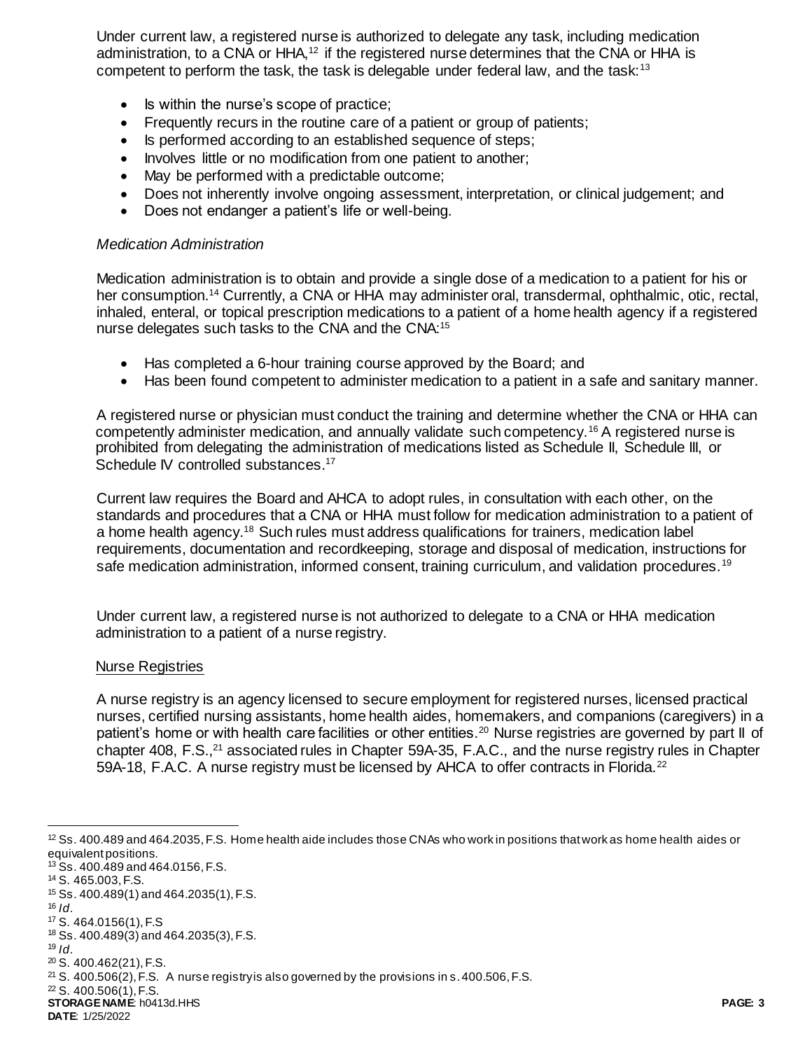Under current law, a registered nurse is authorized to delegate any task, including medication administration, to a CNA or HHA,[12] if the registered nurse determines that the CNA or HHA is competent to perform the task, the task is delegable under federal law, and the task:[13]

- Is within the nurse's scope of practice;
- Frequently recurs in the routine care of a patient or group of patients;
- Is performed according to an established sequence of steps;
- Involves little or no modification from one patient to another;
- May be performed with a predictable outcome;
- Does not inherently involve ongoing assessment, interpretation, or clinical judgement; and
- Does not endanger a patient's life or well-being.

*Medication Administration*

Medication administration is to obtain and provide a single dose of a medication to a patient for his or her consumption.[14] Currently, a CNA or HHA may administer oral, transdermal, ophthalmic, otic, rectal, inhaled, enteral, or topical prescription medications to a patient of a home health agency if a registered nurse delegates such tasks to the CNA and the CNA:[15]

- Has completed a 6-hour training course approved by the Board; and
- Has been found competent to administer medication to a patient in a safe and sanitary manner.

A registered nurse or physician must conduct the training and determine whether the CNA or HHA can competently administer medication, and annually validate such competency.[16] A registered nurse is prohibited from delegating the administration of medications listed as Schedule II, Schedule III, or Schedule IV controlled substances.[17]

Current law requires the Board and AHCA to adopt rules, in consultation with each other, on the standards and procedures that a CNA or HHA must follow for medication administration to a patient of a home health agency.[18] Such rules must address qualifications for trainers, medication label requirements, documentation and recordkeeping, storage and disposal of medication, instructions for safe medication administration, informed consent, training curriculum, and validation procedures.[19]

Under current law, a registered nurse is not authorized to delegate to a CNA or HHA medication administration to a patient of a nurse registry.

<u>Nurse Registries</u>

A nurse registry is an agency licensed to secure employment for registered nurses, licensed practical nurses, certified nursing assistants, home health aides, homemakers, and companions (caregivers) in a patient's home or with health care facilities or other entities.[20] Nurse registries are governed by part II of chapter 408, F.S.,[21] associated rules in Chapter 59A-35, F.A.C., and the nurse registry rules in Chapter 59A-18, F.A.C. A nurse registry must be licensed by AHCA to offer contracts in Florida.[22]

---

[12] Ss. 400.489 and 464.2035, F.S. Home health aide includes those CNAs who work in positions that work as home health aides or equivalent positions.
[13] Ss. 400.489 and 464.0156, F.S.
[14] S. 465.003, F.S.
[15] Ss. 400.489(1) and 464.2035(1), F.S.
[16] *Id.*
[17] S. 464.0156(1), F.S
[18] Ss. 400.489(3) and 464.2035(3), F.S.
[19] *Id.*
[20] S. 400.462(21), F.S.
[21] S. 400.506(2), F.S. A nurse registry is also governed by the provisions in s. 400.506, F.S.
[22] S. 400.506(1), F.S.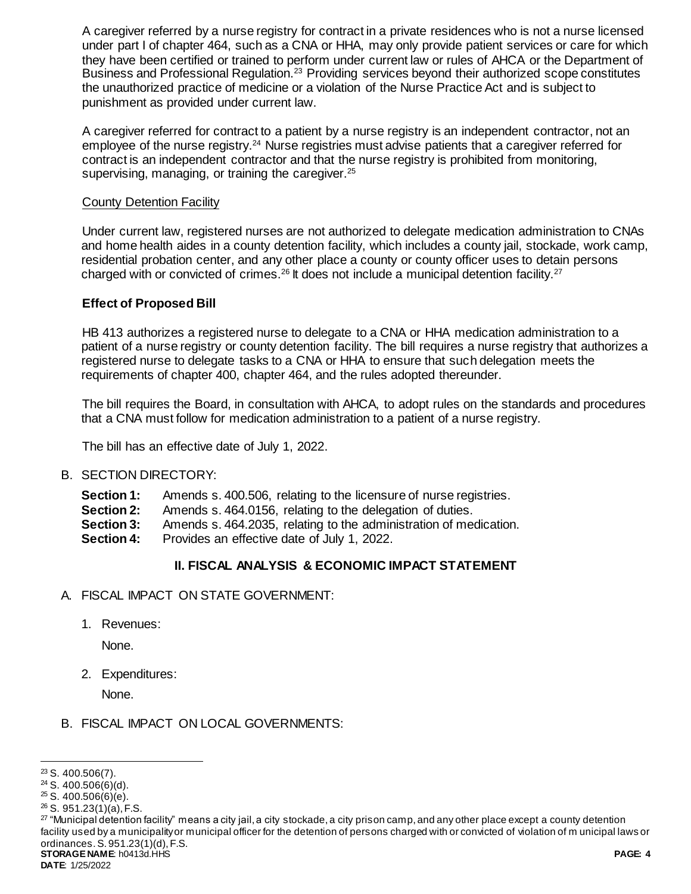A caregiver referred by a nurse registry for contract in a private residences who is not a nurse licensed under part I of chapter 464, such as a CNA or HHA, may only provide patient services or care for which they have been certified or trained to perform under current law or rules of AHCA or the Department of Business and Professional Regulation.[23] Providing services beyond their authorized scope constitutes the unauthorized practice of medicine or a violation of the Nurse Practice Act and is subject to punishment as provided under current law.

A caregiver referred for contract to a patient by a nurse registry is an independent contractor, not an employee of the nurse registry.[24] Nurse registries must advise patients that a caregiver referred for contract is an independent contractor and that the nurse registry is prohibited from monitoring, supervising, managing, or training the caregiver.[25]

<u>County Detention Facility</u>

Under current law, registered nurses are not authorized to delegate medication administration to CNAs and home health aides in a county detention facility, which includes a county jail, stockade, work camp, residential probation center, and any other place a county or county officer uses to detain persons charged with or convicted of crimes.[26] It does not include a municipal detention facility.[27]

### Effect of Proposed Bill

HB 413 authorizes a registered nurse to delegate to a CNA or HHA medication administration to a patient of a nurse registry or county detention facility. The bill requires a nurse registry that authorizes a registered nurse to delegate tasks to a CNA or HHA to ensure that such delegation meets the requirements of chapter 400, chapter 464, and the rules adopted thereunder.

The bill requires the Board, in consultation with AHCA, to adopt rules on the standards and procedures that a CNA must follow for medication administration to a patient of a nurse registry.

The bill has an effective date of July 1, 2022.

B. SECTION DIRECTORY:

**Section 1:** Amends s. 400.506, relating to the licensure of nurse registries.
**Section 2:** Amends s. 464.0156, relating to the delegation of duties.
**Section 3:** Amends s. 464.2035, relating to the administration of medication.
**Section 4:** Provides an effective date of July 1, 2022.

## II. FISCAL ANALYSIS & ECONOMIC IMPACT STATEMENT

A. FISCAL IMPACT ON STATE GOVERNMENT:

1. Revenues:

   None.

2. Expenditures:

   None.

B. FISCAL IMPACT ON LOCAL GOVERNMENTS:

---

[23] S. 400.506(7).
[24] S. 400.506(6)(d).
[25] S. 400.506(6)(e).
[26] S. 951.23(1)(a), F.S.
[27] "Municipal detention facility" means a city jail, a city stockade, a city prison camp, and any other place except a county detention facility used by a municipality or municipal officer for the detention of persons charged with or convicted of violation of municipal laws or ordinances. S. 951.23(1)(d), F.S.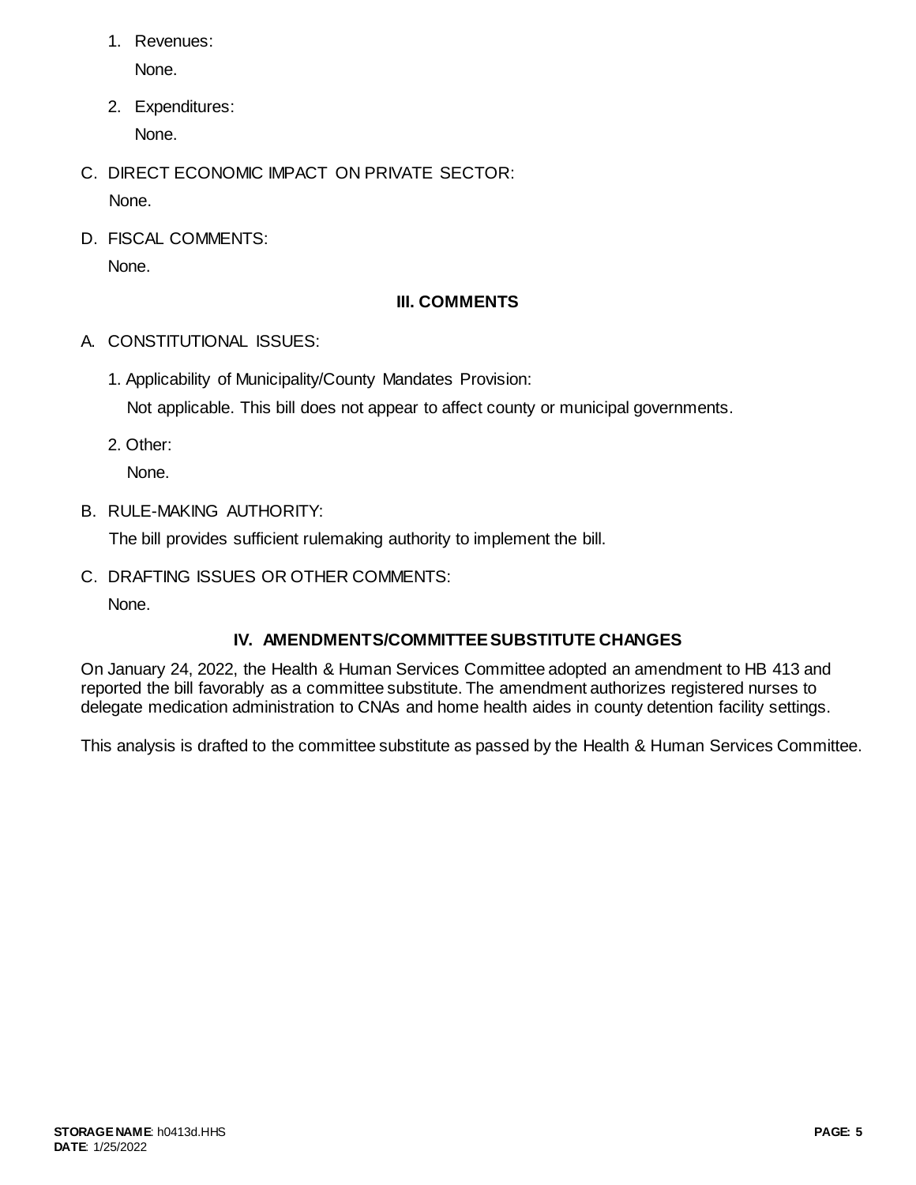1. Revenues:

   None.

2. Expenditures:

   None.

C. DIRECT ECONOMIC IMPACT ON PRIVATE SECTOR:

   None.

D. FISCAL COMMENTS:

   None.

## III. COMMENTS

A. CONSTITUTIONAL ISSUES:

   1. Applicability of Municipality/County Mandates Provision:

      Not applicable. This bill does not appear to affect county or municipal governments.

   2. Other:

      None.

B. RULE-MAKING AUTHORITY:

   The bill provides sufficient rulemaking authority to implement the bill.

C. DRAFTING ISSUES OR OTHER COMMENTS:

   None.

## IV. AMENDMENTS/COMMITTEE SUBSTITUTE CHANGES

On January 24, 2022, the Health & Human Services Committee adopted an amendment to HB 413 and reported the bill favorably as a committee substitute. The amendment authorizes registered nurses to delegate medication administration to CNAs and home health aides in county detention facility settings.

This analysis is drafted to the committee substitute as passed by the Health & Human Services Committee.